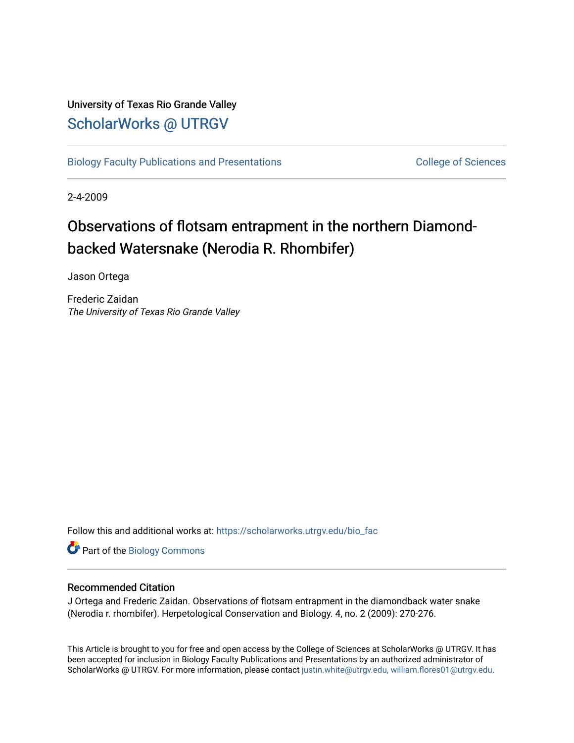University of Texas Rio Grande Valley

# ScholarWorks @ UTRGV

Biology Faculty Publications and Presentations

College of Sciences

2-4-2009

# Observations of flotsam entrapment in the northern Diamond-backed Watersnake (Nerodia R. Rhombifer)

Jason Ortega

Frederic Zaidan
*The University of Texas Rio Grande Valley*

Follow this and additional works at: https://scholarworks.utrgv.edu/bio_fac

Part of the Biology Commons

## Recommended Citation

J Ortega and Frederic Zaidan. Observations of flotsam entrapment in the diamondback water snake (Nerodia r. rhombifer). Herpetological Conservation and Biology. 4, no. 2 (2009): 270-276.

This Article is brought to you for free and open access by the College of Sciences at ScholarWorks @ UTRGV. It has been accepted for inclusion in Biology Faculty Publications and Presentations by an authorized administrator of ScholarWorks @ UTRGV. For more information, please contact justin.white@utrgv.edu, william.flores01@utrgv.edu.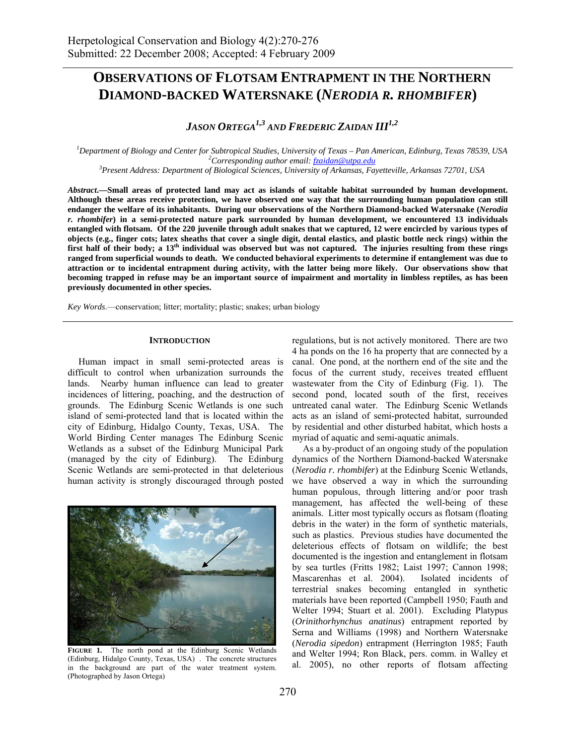# OBSERVATIONS OF FLOTSAM ENTRAPMENT IN THE NORTHERN DIAMOND-BACKED WATERSNAKE (*NERODIA R. RHOMBIFER*)

## *JASON ORTEGA*[1,3] *AND FREDERIC ZAIDAN III*[1,2]

[1]*Department of Biology and Center for Subtropical Studies, University of Texas – Pan American, Edinburg, Texas 78539, USA*
[2]*Corresponding author email: fzaidan@utpa.edu*
[3]*Present Address: Department of Biological Sciences, University of Arkansas, Fayetteville, Arkansas 72701, USA*

***Abstract*.—Small areas of protected land may act as islands of suitable habitat surrounded by human development. Although these areas receive protection, we have observed one way that the surrounding human population can still endanger the welfare of its inhabitants. During our observations of the Northern Diamond-backed Watersnake (*Nerodia r. rhombifer*) in a semi-protected nature park surrounded by human development, we encountered 13 individuals entangled with flotsam. Of the 220 juvenile through adult snakes that we captured, 12 were encircled by various types of objects (e.g., finger cots; latex sheaths that cover a single digit, dental elastics, and plastic bottle neck rings) within the first half of their body; a 13th individual was observed but was not captured. The injuries resulting from these rings ranged from superficial wounds to death. We conducted behavioral experiments to determine if entanglement was due to attraction or to incidental entrapment during activity, with the latter being more likely. Our observations show that becoming trapped in refuse may be an important source of impairment and mortality in limbless reptiles, as has been previously documented in other species.**

*Key Words*.—conservation; litter; mortality; plastic; snakes; urban biology

### INTRODUCTION

Human impact in small semi-protected areas is difficult to control when urbanization surrounds the lands. Nearby human influence can lead to greater incidences of littering, poaching, and the destruction of grounds. The Edinburg Scenic Wetlands is one such island of semi-protected land that is located within the city of Edinburg, Hidalgo County, Texas, USA. The World Birding Center manages The Edinburg Scenic Wetlands as a subset of the Edinburg Municipal Park (managed by the city of Edinburg). The Edinburg Scenic Wetlands are semi-protected in that deleterious human activity is strongly discouraged through posted regulations, but is not actively monitored. There are two 4 ha ponds on the 16 ha property that are connected by a canal. One pond, at the northern end of the site and the focus of the current study, receives treated effluent wastewater from the City of Edinburg (Fig. 1). The second pond, located south of the first, receives untreated canal water. The Edinburg Scenic Wetlands acts as an island of semi-protected habitat, surrounded by residential and other disturbed habitat, which hosts a myriad of aquatic and semi-aquatic animals.

**FIGURE 1.** The north pond at the Edinburg Scenic Wetlands (Edinburg, Hidalgo County, Texas, USA) . The concrete structures in the background are part of the water treatment system. (Photographed by Jason Ortega)

As a by-product of an ongoing study of the population dynamics of the Northern Diamond-backed Watersnake (*Nerodia r. rhombifer*) at the Edinburg Scenic Wetlands, we have observed a way in which the surrounding human populous, through littering and/or poor trash management, has affected the well-being of these animals. Litter most typically occurs as flotsam (floating debris in the water) in the form of synthetic materials, such as plastics. Previous studies have documented the deleterious effects of flotsam on wildlife; the best documented is the ingestion and entanglement in flotsam by sea turtles (Fritts 1982; Laist 1997; Cannon 1998; Mascarenhas et al. 2004). Isolated incidents of terrestrial snakes becoming entangled in synthetic materials have been reported (Campbell 1950; Fauth and Welter 1994; Stuart et al. 2001). Excluding Platypus (*Orinithorhynchus anatinus*) entrapment reported by Serna and Williams (1998) and Northern Watersnake (*Nerodia sipedon*) entrapment (Herrington 1985; Fauth and Welter 1994; Ron Black, pers. comm. in Walley et al. 2005), no other reports of flotsam affecting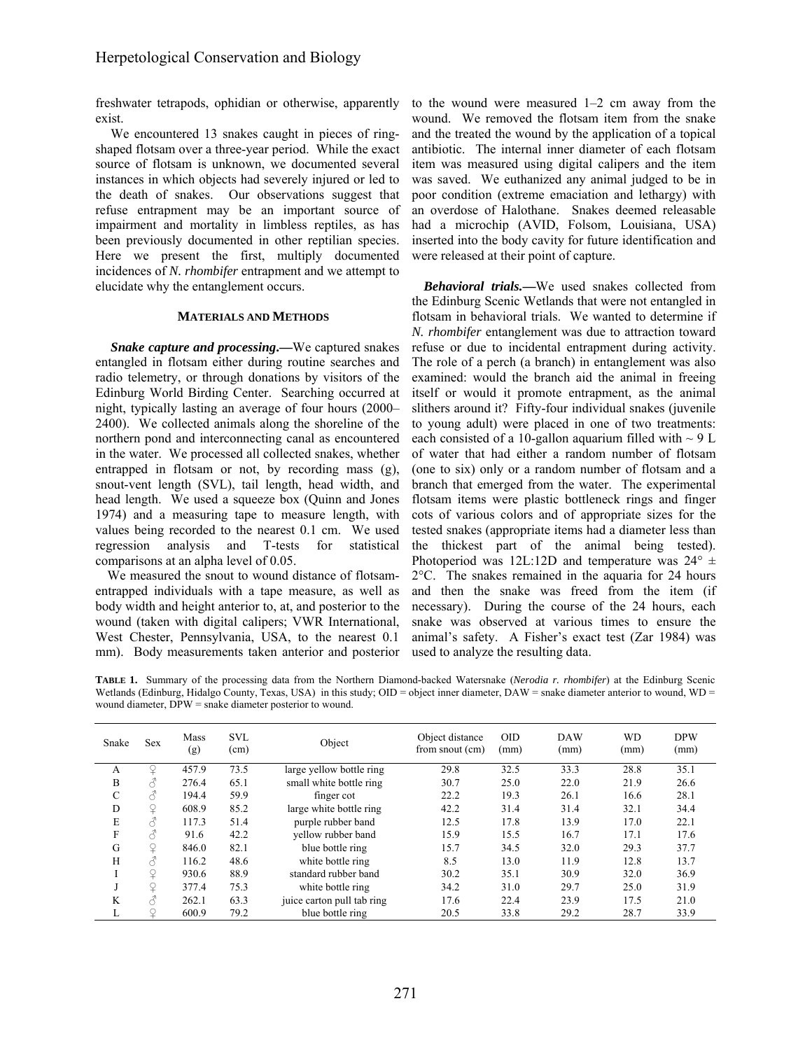freshwater tetrapods, ophidian or otherwise, apparently exist.

We encountered 13 snakes caught in pieces of ring-shaped flotsam over a three-year period. While the exact source of flotsam is unknown, we documented several instances in which objects had severely injured or led to the death of snakes. Our observations suggest that refuse entrapment may be an important source of impairment and mortality in limbless reptiles, as has been previously documented in other reptilian species. Here we present the first, multiply documented incidences of *N. rhombifer* entrapment and we attempt to elucidate why the entanglement occurs.

## MATERIALS AND METHODS

***Snake capture and processing.***—We captured snakes entangled in flotsam either during routine searches and radio telemetry, or through donations by visitors of the Edinburg World Birding Center. Searching occurred at night, typically lasting an average of four hours (2000–2400). We collected animals along the shoreline of the northern pond and interconnecting canal as encountered in the water. We processed all collected snakes, whether entrapped in flotsam or not, by recording mass (g), snout-vent length (SVL), tail length, head width, and head length. We used a squeeze box (Quinn and Jones 1974) and a measuring tape to measure length, with values being recorded to the nearest 0.1 cm. We used regression analysis and T-tests for statistical comparisons at an alpha level of 0.05.

We measured the snout to wound distance of flotsam-entrapped individuals with a tape measure, as well as body width and height anterior to, at, and posterior to the wound (taken with digital calipers; VWR International, West Chester, Pennsylvania, USA, to the nearest 0.1 mm). Body measurements taken anterior and posterior to the wound were measured 1–2 cm away from the wound. We removed the flotsam item from the snake and the treated the wound by the application of a topical antibiotic. The internal inner diameter of each flotsam item was measured using digital calipers and the item was saved. We euthanized any animal judged to be in poor condition (extreme emaciation and lethargy) with an overdose of Halothane. Snakes deemed releasable had a microchip (AVID, Folsom, Louisiana, USA) inserted into the body cavity for future identification and were released at their point of capture.

***Behavioral trials.***—We used snakes collected from the Edinburg Scenic Wetlands that were not entangled in flotsam in behavioral trials. We wanted to determine if *N. rhombifer* entanglement was due to attraction toward refuse or due to incidental entrapment during activity. The role of a perch (a branch) in entanglement was also examined: would the branch aid the animal in freeing itself or would it promote entrapment, as the animal slithers around it? Fifty-four individual snakes (juvenile to young adult) were placed in one of two treatments: each consisted of a 10-gallon aquarium filled with ~ 9 L of water that had either a random number of flotsam (one to six) only or a random number of flotsam and a branch that emerged from the water. The experimental flotsam items were plastic bottleneck rings and finger cots of various colors and of appropriate sizes for the tested snakes (appropriate items had a diameter less than the thickest part of the animal being tested). Photoperiod was 12L:12D and temperature was 24° ± 2°C. The snakes remained in the aquaria for 24 hours and then the snake was freed from the item (if necessary). During the course of the 24 hours, each snake was observed at various times to ensure the animal's safety. A Fisher's exact test (Zar 1984) was used to analyze the resulting data.

**TABLE 1.** Summary of the processing data from the Northern Diamond-backed Watersnake (*Nerodia r. rhombifer*) at the Edinburg Scenic Wetlands (Edinburg, Hidalgo County, Texas, USA) in this study; OID = object inner diameter, DAW = snake diameter anterior to wound, WD = wound diameter, DPW = snake diameter posterior to wound.

| Snake | Sex | Mass (g) | SVL (cm) | Object | Object distance from snout (cm) | OID (mm) | DAW (mm) | WD (mm) | DPW (mm) |
|---|---|---|---|---|---|---|---|---|---|
| A | ♀ | 457.9 | 73.5 | large yellow bottle ring | 29.8 | 32.5 | 33.3 | 28.8 | 35.1 |
| B | ♂ | 276.4 | 65.1 | small white bottle ring | 30.7 | 25.0 | 22.0 | 21.9 | 26.6 |
| C | ♂ | 194.4 | 59.9 | finger cot | 22.2 | 19.3 | 26.1 | 16.6 | 28.1 |
| D | ♀ | 608.9 | 85.2 | large white bottle ring | 42.2 | 31.4 | 31.4 | 32.1 | 34.4 |
| E | ♂ | 117.3 | 51.4 | purple rubber band | 12.5 | 17.8 | 13.9 | 17.0 | 22.1 |
| F | ♂ | 91.6 | 42.2 | yellow rubber band | 15.9 | 15.5 | 16.7 | 17.1 | 17.6 |
| G | ♀ | 846.0 | 82.1 | blue bottle ring | 15.7 | 34.5 | 32.0 | 29.3 | 37.7 |
| H | ♂ | 116.2 | 48.6 | white bottle ring | 8.5 | 13.0 | 11.9 | 12.8 | 13.7 |
| I | ♀ | 930.6 | 88.9 | standard rubber band | 30.2 | 35.1 | 30.9 | 32.0 | 36.9 |
| J | ♀ | 377.4 | 75.3 | white bottle ring | 34.2 | 31.0 | 29.7 | 25.0 | 31.9 |
| K | ♂ | 262.1 | 63.3 | juice carton pull tab ring | 17.6 | 22.4 | 23.9 | 17.5 | 21.0 |
| L | ♀ | 600.9 | 79.2 | blue bottle ring | 20.5 | 33.8 | 29.2 | 28.7 | 33.9 |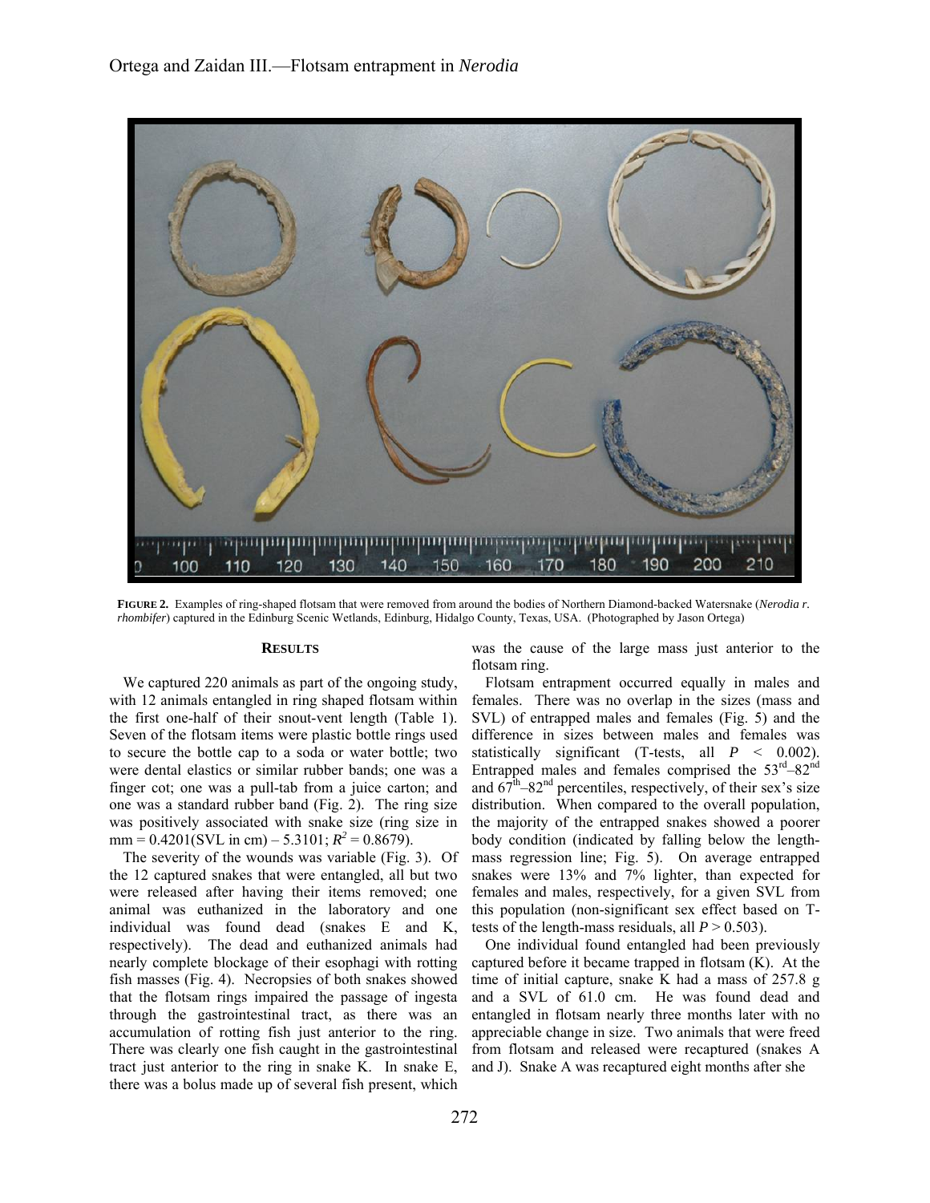**FIGURE 2.** Examples of ring-shaped flotsam that were removed from around the bodies of Northern Diamond-backed Watersnake (*Nerodia r. rhombifer*) captured in the Edinburg Scenic Wetlands, Edinburg, Hidalgo County, Texas, USA. (Photographed by Jason Ortega)

## RESULTS

We captured 220 animals as part of the ongoing study, with 12 animals entangled in ring shaped flotsam within the first one-half of their snout-vent length (Table 1). Seven of the flotsam items were plastic bottle rings used to secure the bottle cap to a soda or water bottle; two were dental elastics or similar rubber bands; one was a finger cot; one was a pull-tab from a juice carton; and one was a standard rubber band (Fig. 2). The ring size was positively associated with snake size (ring size in mm = 0.4201(SVL in cm) – 5.3101; $R^2$ = 0.8679).

The severity of the wounds was variable (Fig. 3). Of the 12 captured snakes that were entangled, all but two were released after having their items removed; one animal was euthanized in the laboratory and one individual was found dead (snakes E and K, respectively). The dead and euthanized animals had nearly complete blockage of their esophagi with rotting fish masses (Fig. 4). Necropsies of both snakes showed that the flotsam rings impaired the passage of ingesta through the gastrointestinal tract, as there was an accumulation of rotting fish just anterior to the ring. There was clearly one fish caught in the gastrointestinal tract just anterior to the ring in snake K. In snake E, there was a bolus made up of several fish present, which was the cause of the large mass just anterior to the flotsam ring.

Flotsam entrapment occurred equally in males and females. There was no overlap in the sizes (mass and SVL) of entrapped males and females (Fig. 5) and the difference in sizes between males and females was statistically significant (T-tests, all $P < 0.002$). Entrapped males and females comprised the 53rd–82nd and 67th–82nd percentiles, respectively, of their sex's size distribution. When compared to the overall population, the majority of the entrapped snakes showed a poorer body condition (indicated by falling below the length-mass regression line; Fig. 5). On average entrapped snakes were 13% and 7% lighter, than expected for females and males, respectively, for a given SVL from this population (non-significant sex effect based on T-tests of the length-mass residuals, all $P > 0.503$).

One individual found entangled had been previously captured before it became trapped in flotsam (K). At the time of initial capture, snake K had a mass of 257.8 g and a SVL of 61.0 cm. He was found dead and entangled in flotsam nearly three months later with no appreciable change in size. Two animals that were freed from flotsam and released were recaptured (snakes A and J). Snake A was recaptured eight months after she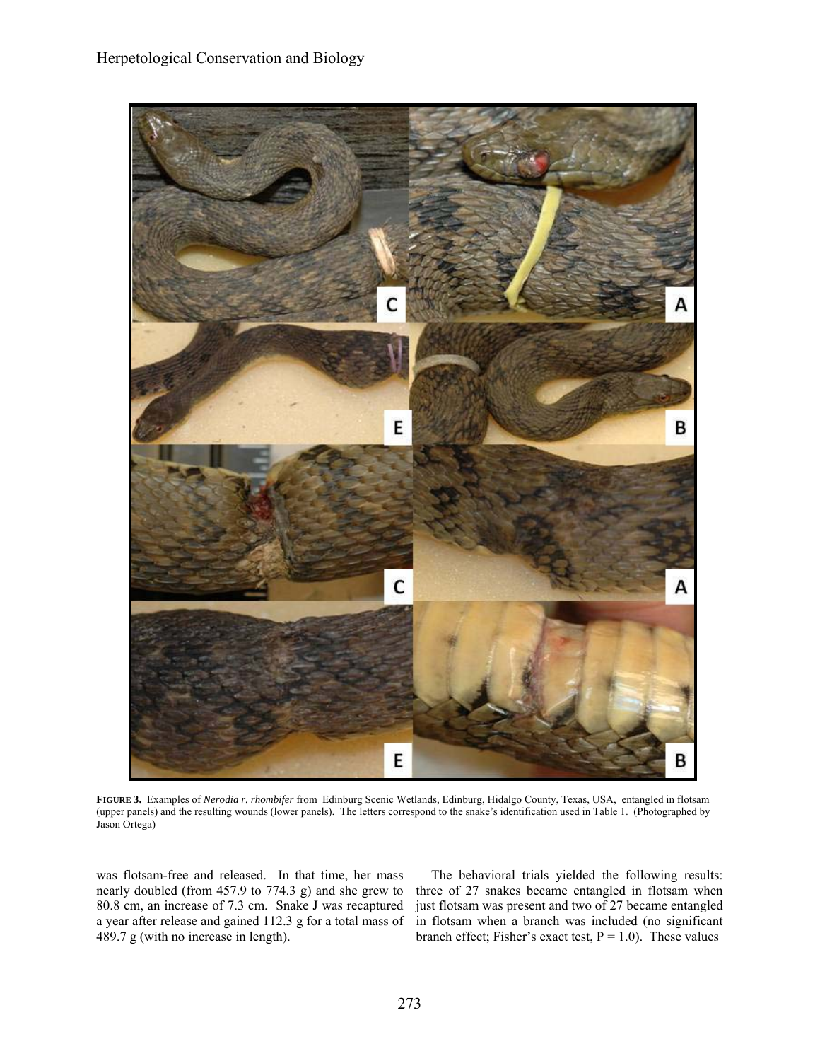**FIGURE 3.** Examples of *Nerodia r. rhombifer* from Edinburg Scenic Wetlands, Edinburg, Hidalgo County, Texas, USA, entangled in flotsam (upper panels) and the resulting wounds (lower panels). The letters correspond to the snake's identification used in Table 1. (Photographed by Jason Ortega)

was flotsam-free and released. In that time, her mass nearly doubled (from 457.9 to 774.3 g) and she grew to 80.8 cm, an increase of 7.3 cm. Snake J was recaptured a year after release and gained 112.3 g for a total mass of 489.7 g (with no increase in length).

The behavioral trials yielded the following results: three of 27 snakes became entangled in flotsam when just flotsam was present and two of 27 became entangled in flotsam when a branch was included (no significant branch effect; Fisher's exact test, $P = 1.0$). These values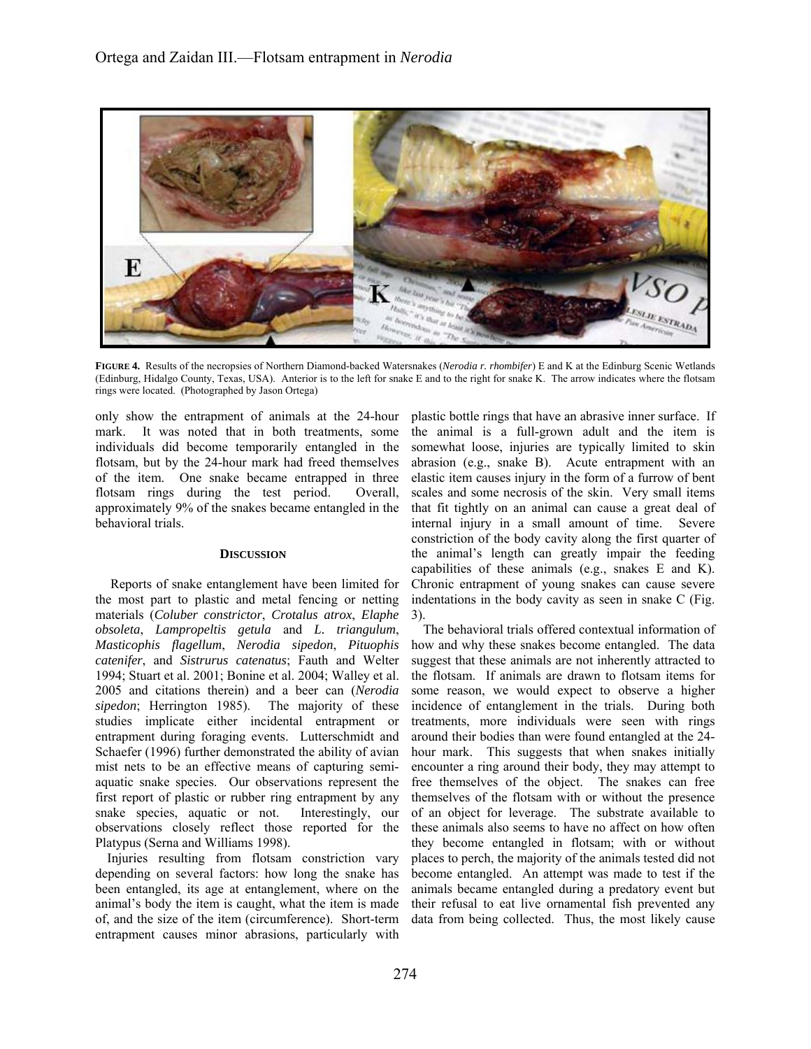**FIGURE 4.** Results of the necropsies of Northern Diamond-backed Watersnakes (*Nerodia r. rhombifer*) E and K at the Edinburg Scenic Wetlands (Edinburg, Hidalgo County, Texas, USA). Anterior is to the left for snake E and to the right for snake K. The arrow indicates where the flotsam rings were located. (Photographed by Jason Ortega)

only show the entrapment of animals at the 24-hour mark. It was noted that in both treatments, some individuals did become temporarily entangled in the flotsam, but by the 24-hour mark had freed themselves of the item. One snake became entrapped in three flotsam rings during the test period. Overall, approximately 9% of the snakes became entangled in the behavioral trials.

## DISCUSSION

Reports of snake entanglement have been limited for the most part to plastic and metal fencing or netting materials (*Coluber constrictor*, *Crotalus atrox*, *Elaphe obsoleta*, *Lampropeltis getula* and *L. triangulum*, *Masticophis flagellum*, *Nerodia sipedon*, *Pituophis catenifer*, and *Sistrurus catenatus*; Fauth and Welter 1994; Stuart et al. 2001; Bonine et al. 2004; Walley et al. 2005 and citations therein) and a beer can (*Nerodia sipedon*; Herrington 1985). The majority of these studies implicate either incidental entrapment or entrapment during foraging events. Lutterschmidt and Schaefer (1996) further demonstrated the ability of avian mist nets to be an effective means of capturing semi-aquatic snake species. Our observations represent the first report of plastic or rubber ring entrapment by any snake species, aquatic or not. Interestingly, our observations closely reflect those reported for the Platypus (Serna and Williams 1998).

Injuries resulting from flotsam constriction vary depending on several factors: how long the snake has been entangled, its age at entanglement, where on the animal's body the item is caught, what the item is made of, and the size of the item (circumference). Short-term entrapment causes minor abrasions, particularly with plastic bottle rings that have an abrasive inner surface. If the animal is a full-grown adult and the item is somewhat loose, injuries are typically limited to skin abrasion (e.g., snake B). Acute entrapment with an elastic item causes injury in the form of a furrow of bent scales and some necrosis of the skin. Very small items that fit tightly on an animal can cause a great deal of internal injury in a small amount of time. Severe constriction of the body cavity along the first quarter of the animal's length can greatly impair the feeding capabilities of these animals (e.g., snakes E and K). Chronic entrapment of young snakes can cause severe indentations in the body cavity as seen in snake C (Fig. 3).

The behavioral trials offered contextual information of how and why these snakes become entangled. The data suggest that these animals are not inherently attracted to the flotsam. If animals are drawn to flotsam items for some reason, we would expect to observe a higher incidence of entanglement in the trials. During both treatments, more individuals were seen with rings around their bodies than were found entangled at the 24-hour mark. This suggests that when snakes initially encounter a ring around their body, they may attempt to free themselves of the object. The snakes can free themselves of the flotsam with or without the presence of an object for leverage. The substrate available to these animals also seems to have no affect on how often they become entangled in flotsam; with or without places to perch, the majority of the animals tested did not become entangled. An attempt was made to test if the animals became entangled during a predatory event but their refusal to eat live ornamental fish prevented any data from being collected. Thus, the most likely cause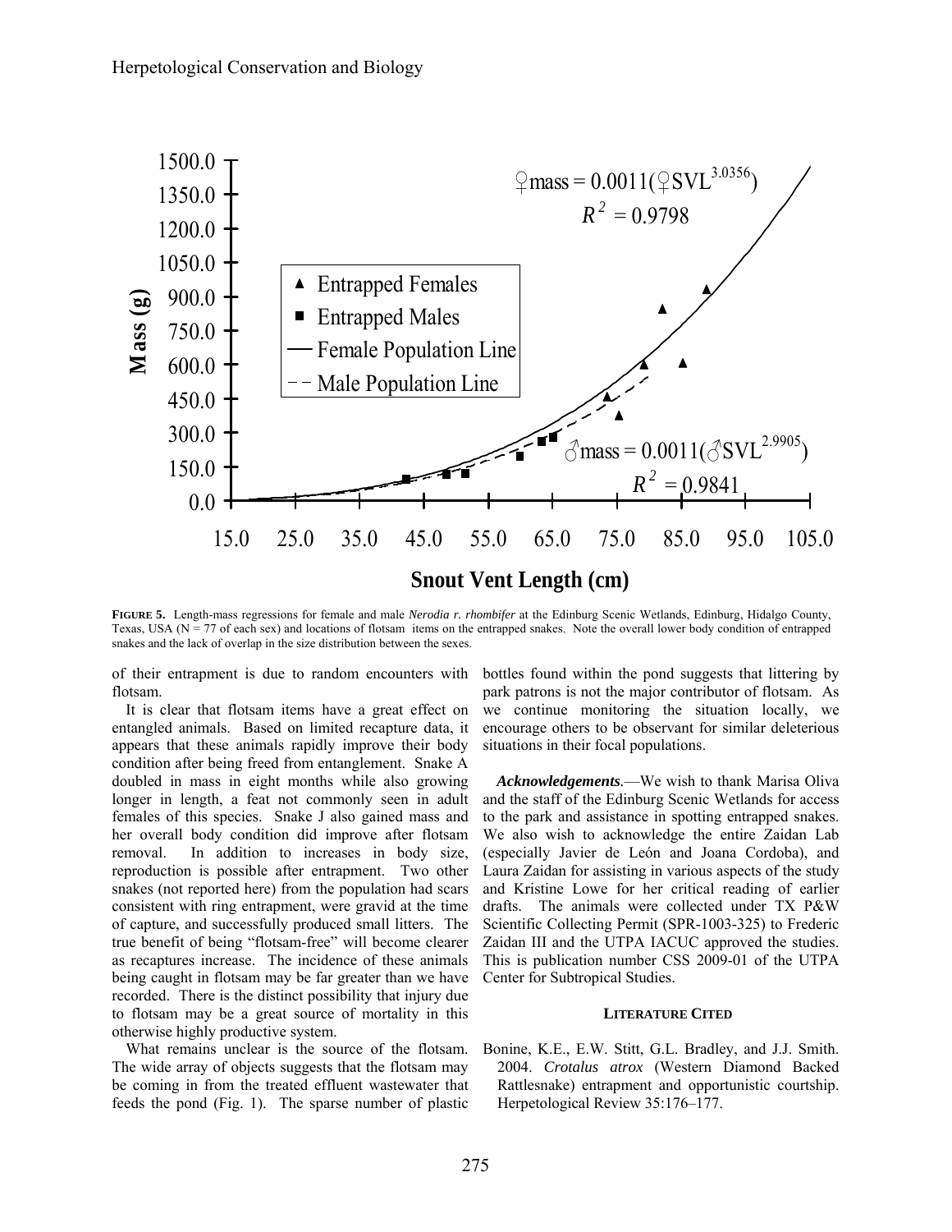**FIGURE 5.** Length-mass regressions for female and male *Nerodia r. rhombifer* at the Edinburg Scenic Wetlands, Edinburg, Hidalgo County, Texas, USA (N = 77 of each sex) and locations of flotsam items on the entrapped snakes. Note the overall lower body condition of entrapped snakes and the lack of overlap in the size distribution between the sexes.

of their entrapment is due to random encounters with flotsam.

It is clear that flotsam items have a great effect on entangled animals. Based on limited recapture data, it appears that these animals rapidly improve their body condition after being freed from entanglement. Snake A doubled in mass in eight months while also growing longer in length, a feat not commonly seen in adult females of this species. Snake J also gained mass and her overall body condition did improve after flotsam removal. In addition to increases in body size, reproduction is possible after entrapment. Two other snakes (not reported here) from the population had scars consistent with ring entrapment, were gravid at the time of capture, and successfully produced small litters. The true benefit of being "flotsam-free" will become clearer as recaptures increase. The incidence of these animals being caught in flotsam may be far greater than we have recorded. There is the distinct possibility that injury due to flotsam may be a great source of mortality in this otherwise highly productive system.

What remains unclear is the source of the flotsam. The wide array of objects suggests that the flotsam may be coming in from the treated effluent wastewater that feeds the pond (Fig. 1). The sparse number of plastic bottles found within the pond suggests that littering by park patrons is not the major contributor of flotsam. As we continue monitoring the situation locally, we encourage others to be observant for similar deleterious situations in their focal populations.

***Acknowledgements***.—We wish to thank Marisa Oliva and the staff of the Edinburg Scenic Wetlands for access to the park and assistance in spotting entrapped snakes. We also wish to acknowledge the entire Zaidan Lab (especially Javier de León and Joana Cordoba), and Laura Zaidan for assisting in various aspects of the study and Kristine Lowe for her critical reading of earlier drafts. The animals were collected under TX P&W Scientific Collecting Permit (SPR-1003-325) to Frederic Zaidan III and the UTPA IACUC approved the studies. This is publication number CSS 2009-01 of the UTPA Center for Subtropical Studies.

#### LITERATURE CITED

Bonine, K.E., E.W. Stitt, G.L. Bradley, and J.J. Smith. 2004. *Crotalus atrox* (Western Diamond Backed Rattlesnake) entrapment and opportunistic courtship. Herpetological Review 35:176–177.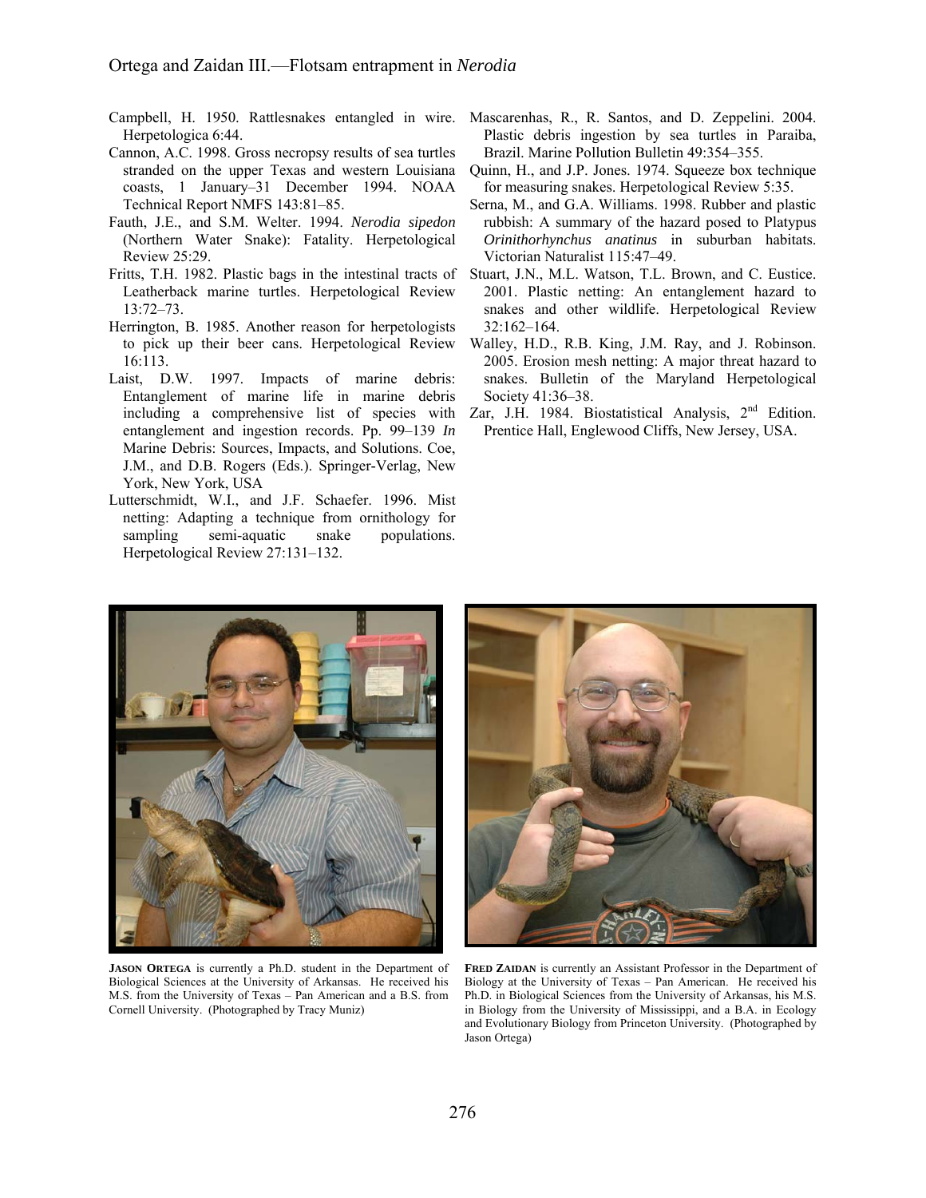Campbell, H. 1950. Rattlesnakes entangled in wire. Herpetologica 6:44.

Cannon, A.C. 1998. Gross necropsy results of sea turtles stranded on the upper Texas and western Louisiana coasts, 1 January–31 December 1994. NOAA Technical Report NMFS 143:81–85.

Fauth, J.E., and S.M. Welter. 1994. *Nerodia sipedon* (Northern Water Snake): Fatality. Herpetological Review 25:29.

Fritts, T.H. 1982. Plastic bags in the intestinal tracts of Leatherback marine turtles. Herpetological Review 13:72–73.

Herrington, B. 1985. Another reason for herpetologists to pick up their beer cans. Herpetological Review 16:113.

Laist, D.W. 1997. Impacts of marine debris: Entanglement of marine life in marine debris including a comprehensive list of species with entanglement and ingestion records. Pp. 99–139 *In* Marine Debris: Sources, Impacts, and Solutions. Coe, J.M., and D.B. Rogers (Eds.). Springer-Verlag, New York, New York, USA

Lutterschmidt, W.I., and J.F. Schaefer. 1996. Mist netting: Adapting a technique from ornithology for sampling semi-aquatic snake populations. Herpetological Review 27:131–132.

Mascarenhas, R., R. Santos, and D. Zeppelini. 2004. Plastic debris ingestion by sea turtles in Paraiba, Brazil. Marine Pollution Bulletin 49:354–355.

Quinn, H., and J.P. Jones. 1974. Squeeze box technique for measuring snakes. Herpetological Review 5:35.

Serna, M., and G.A. Williams. 1998. Rubber and plastic rubbish: A summary of the hazard posed to Platypus *Orinithorhynchus anatinus* in suburban habitats. Victorian Naturalist 115:47–49.

Stuart, J.N., M.L. Watson, T.L. Brown, and C. Eustice. 2001. Plastic netting: An entanglement hazard to snakes and other wildlife. Herpetological Review 32:162–164.

Walley, H.D., R.B. King, J.M. Ray, and J. Robinson. 2005. Erosion mesh netting: A major threat hazard to snakes. Bulletin of the Maryland Herpetological Society 41:36–38.

Zar, J.H. 1984. Biostatistical Analysis, 2nd Edition. Prentice Hall, Englewood Cliffs, New Jersey, USA.

**JASON ORTEGA** is currently a Ph.D. student in the Department of Biological Sciences at the University of Arkansas. He received his M.S. from the University of Texas – Pan American and a B.S. from Cornell University. (Photographed by Tracy Muniz)

**FRED ZAIDAN** is currently an Assistant Professor in the Department of Biology at the University of Texas – Pan American. He received his Ph.D. in Biological Sciences from the University of Arkansas, his M.S. in Biology from the University of Mississippi, and a B.A. in Ecology and Evolutionary Biology from Princeton University. (Photographed by Jason Ortega)